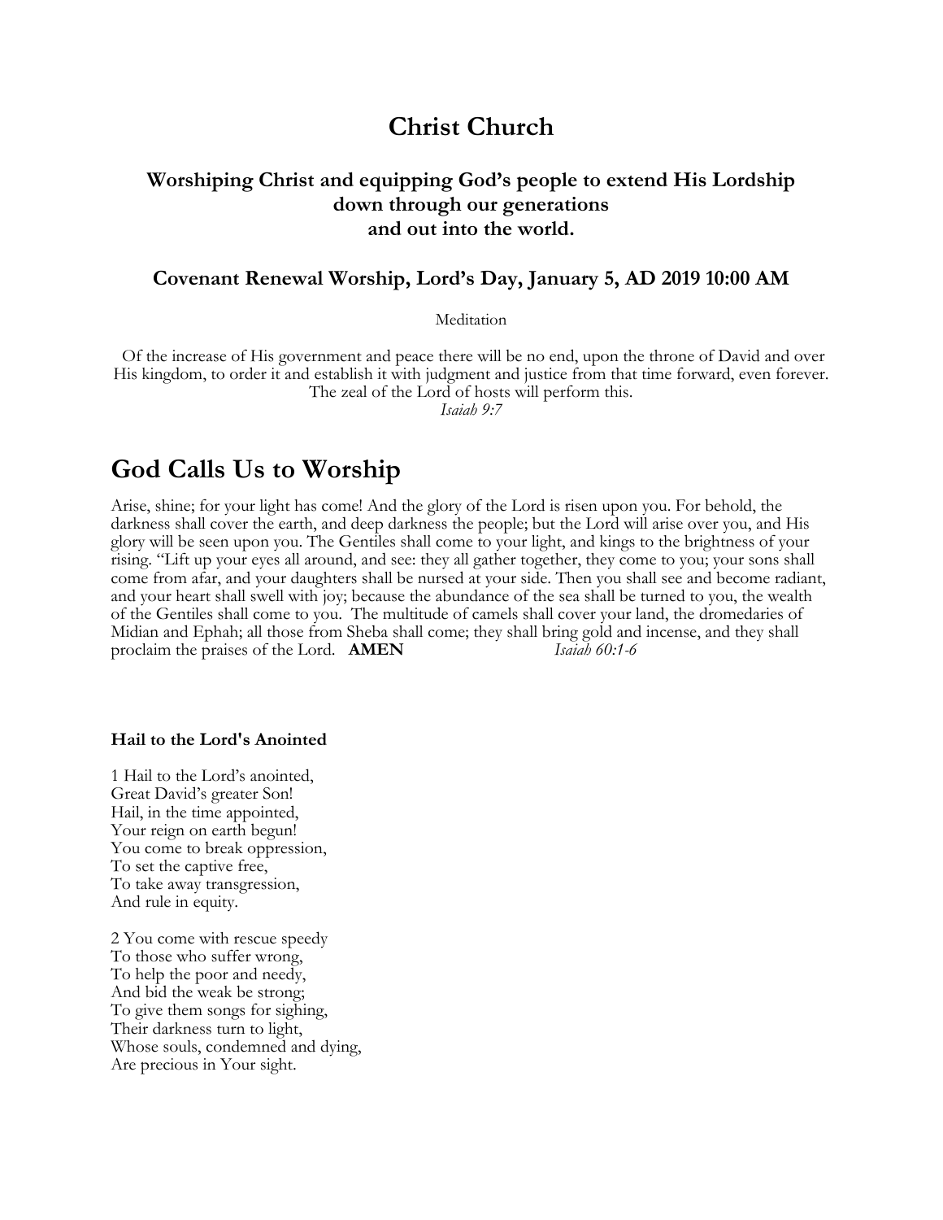# Christ Church

### Worshiping Christ and equipping God's people to extend His Lordship down through our generations and out into the world.

### Covenant Renewal Worship, Lord's Day, January 5, AD 2019 10:00 AM

Meditation

Of the increase of His government and peace there will be no end, upon the throne of David and over His kingdom, to order it and establish it with judgment and justice from that time forward, even forever. The zeal of the Lord of hosts will perform this.
*Isaiah 9:7*

## God Calls Us to Worship

Arise, shine; for your light has come! And the glory of the Lord is risen upon you. For behold, the darkness shall cover the earth, and deep darkness the people; but the Lord will arise over you, and His glory will be seen upon you. The Gentiles shall come to your light, and kings to the brightness of your rising. "Lift up your eyes all around, and see: they all gather together, they come to you; your sons shall come from afar, and your daughters shall be nursed at your side. Then you shall see and become radiant, and your heart shall swell with joy; because the abundance of the sea shall be turned to you, the wealth of the Gentiles shall come to you. The multitude of camels shall cover your land, the dromedaries of Midian and Ephah; all those from Sheba shall come; they shall bring gold and incense, and they shall proclaim the praises of the Lord. **AMEN** *Isaiah 60:1-6*

**Hail to the Lord's Anointed**

1 Hail to the Lord's anointed,
Great David's greater Son!
Hail, in the time appointed,
Your reign on earth begun!
You come to break oppression,
To set the captive free,
To take away transgression,
And rule in equity.

2 You come with rescue speedy
To those who suffer wrong,
To help the poor and needy,
And bid the weak be strong;
To give them songs for sighing,
Their darkness turn to light,
Whose souls, condemned and dying,
Are precious in Your sight.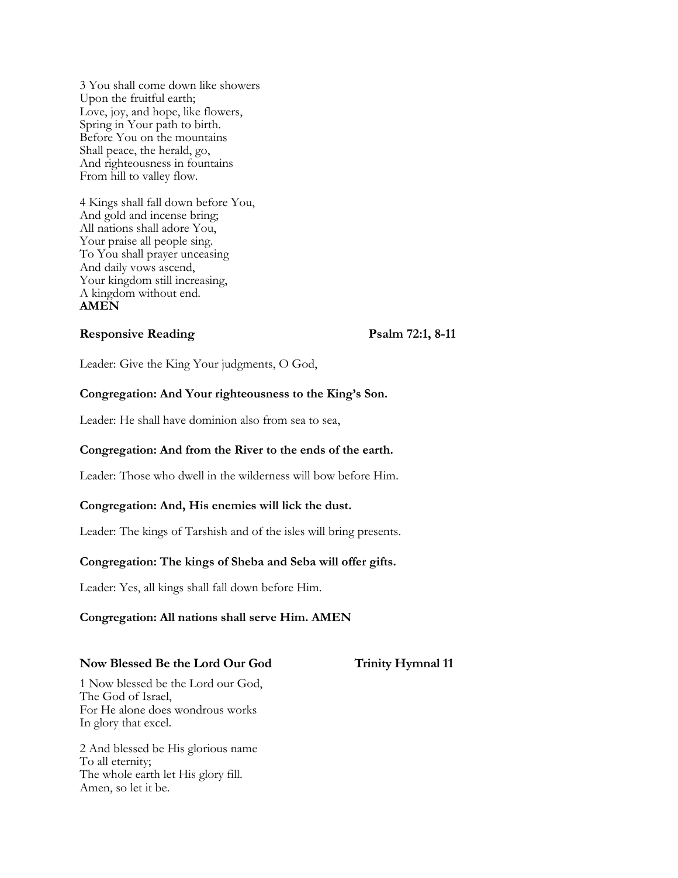3 You shall come down like showers
Upon the fruitful earth;
Love, joy, and hope, like flowers,
Spring in Your path to birth.
Before You on the mountains
Shall peace, the herald, go,
And righteousness in fountains
From hill to valley flow.

4 Kings shall fall down before You,
And gold and incense bring;
All nations shall adore You,
Your praise all people sing.
To You shall prayer unceasing
And daily vows ascend,
Your kingdom still increasing,
A kingdom without end.
**AMEN**

### Responsive Reading — Psalm 72:1, 8-11

Leader: Give the King Your judgments, O God,

**Congregation: And Your righteousness to the King's Son.**

Leader: He shall have dominion also from sea to sea,

**Congregation: And from the River to the ends of the earth.**

Leader: Those who dwell in the wilderness will bow before Him.

**Congregation: And, His enemies will lick the dust.**

Leader: The kings of Tarshish and of the isles will bring presents.

**Congregation: The kings of Sheba and Seba will offer gifts.**

Leader: Yes, all kings shall fall down before Him.

**Congregation: All nations shall serve Him. AMEN**

### Now Blessed Be the Lord Our God — Trinity Hymnal 11

1 Now blessed be the Lord our God,
The God of Israel,
For He alone does wondrous works
In glory that excel.

2 And blessed be His glorious name
To all eternity;
The whole earth let His glory fill.
Amen, so let it be.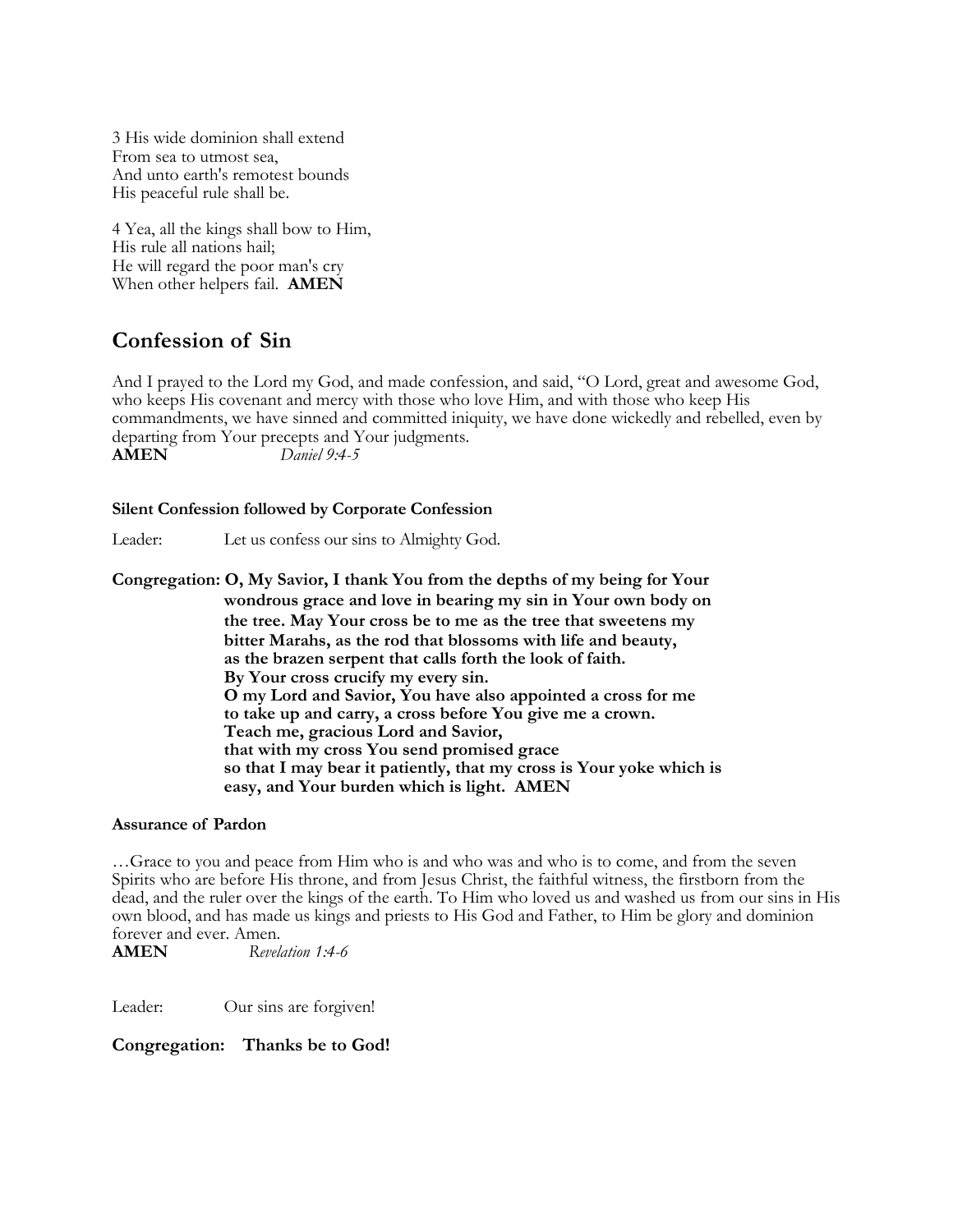3 His wide dominion shall extend
From sea to utmost sea,
And unto earth's remotest bounds
His peaceful rule shall be.

4 Yea, all the kings shall bow to Him,
His rule all nations hail;
He will regard the poor man's cry
When other helpers fail. **AMEN**

## Confession of Sin

And I prayed to the Lord my God, and made confession, and said, "O Lord, great and awesome God, who keeps His covenant and mercy with those who love Him, and with those who keep His commandments, we have sinned and committed iniquity, we have done wickedly and rebelled, even by departing from Your precepts and Your judgments.
**AMEN** *Daniel 9:4-5*

#### Silent Confession followed by Corporate Confession

Leader: Let us confess our sins to Almighty God.

**Congregation: O, My Savior, I thank You from the depths of my being for Your wondrous grace and love in bearing my sin in Your own body on the tree. May Your cross be to me as the tree that sweetens my bitter Marahs, as the rod that blossoms with life and beauty, as the brazen serpent that calls forth the look of faith. By Your cross crucify my every sin. O my Lord and Savior, You have also appointed a cross for me to take up and carry, a cross before You give me a crown. Teach me, gracious Lord and Savior, that with my cross You send promised grace so that I may bear it patiently, that my cross is Your yoke which is easy, and Your burden which is light. AMEN**

#### Assurance of Pardon

…Grace to you and peace from Him who is and who was and who is to come, and from the seven Spirits who are before His throne, and from Jesus Christ, the faithful witness, the firstborn from the dead, and the ruler over the kings of the earth. To Him who loved us and washed us from our sins in His own blood, and has made us kings and priests to His God and Father, to Him be glory and dominion forever and ever. Amen.
**AMEN** *Revelation 1:4-6*

Leader: Our sins are forgiven!

**Congregation: Thanks be to God!**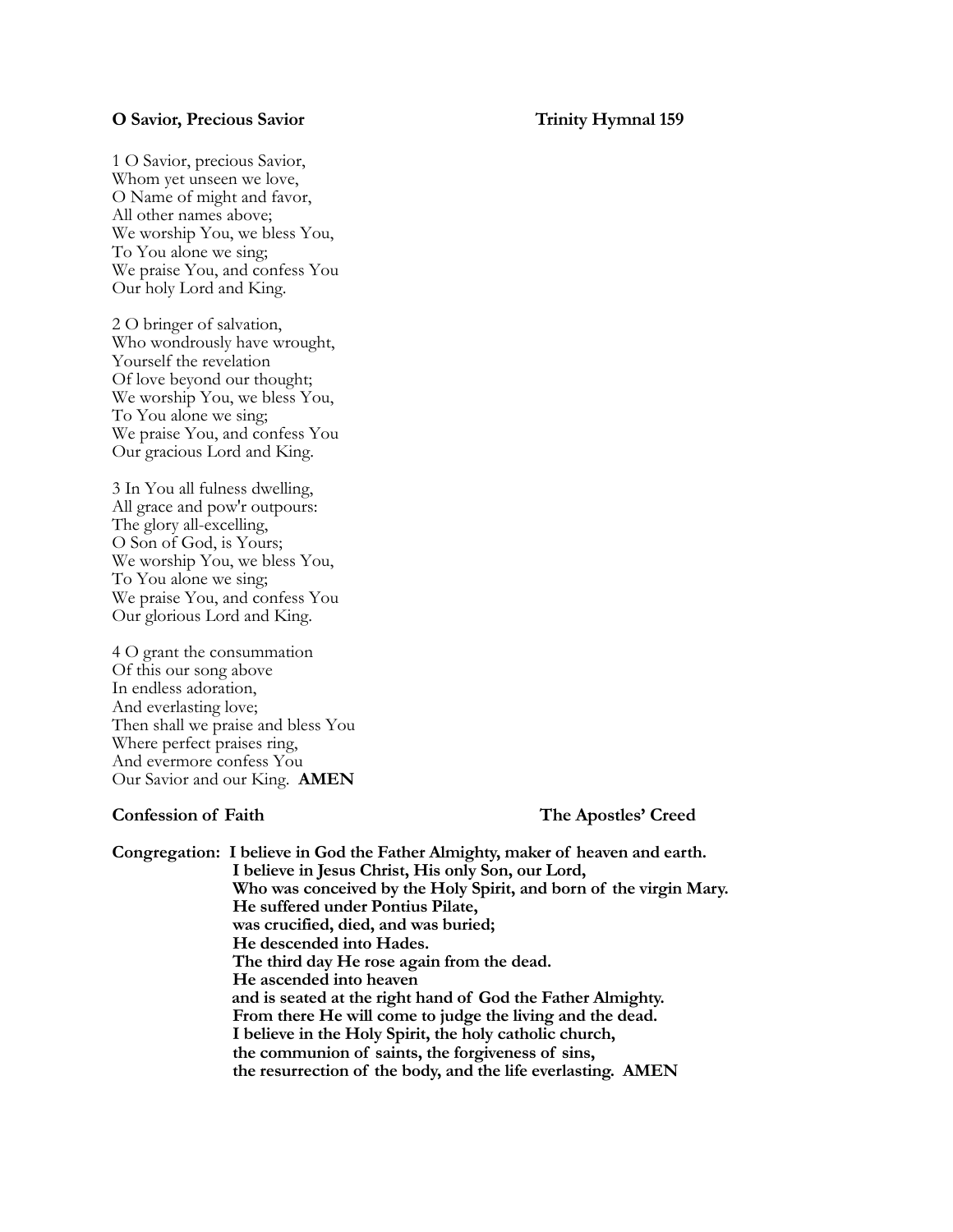**O Savior, Precious Savior** **Trinity Hymnal 159**

1 O Savior, precious Savior,  
Whom yet unseen we love,  
O Name of might and favor,  
All other names above;  
We worship You, we bless You,  
To You alone we sing;  
We praise You, and confess You  
Our holy Lord and King.

2 O bringer of salvation,  
Who wondrously have wrought,  
Yourself the revelation  
Of love beyond our thought;  
We worship You, we bless You,  
To You alone we sing;  
We praise You, and confess You  
Our gracious Lord and King.

3 In You all fulness dwelling,  
All grace and pow'r outpours:  
The glory all-excelling,  
O Son of God, is Yours;  
We worship You, we bless You,  
To You alone we sing;  
We praise You, and confess You  
Our glorious Lord and King.

4 O grant the consummation  
Of this our song above  
In endless adoration,  
And everlasting love;  
Then shall we praise and bless You  
Where perfect praises ring,  
And evermore confess You  
Our Savior and our King. **AMEN**

**Confession of Faith** **The Apostles' Creed**

**Congregation: I believe in God the Father Almighty, maker of heaven and earth.**  
**I believe in Jesus Christ, His only Son, our Lord,**  
**Who was conceived by the Holy Spirit, and born of the virgin Mary.**  
**He suffered under Pontius Pilate,**  
**was crucified, died, and was buried;**  
**He descended into Hades.**  
**The third day He rose again from the dead.**  
**He ascended into heaven**  
**and is seated at the right hand of God the Father Almighty.**  
**From there He will come to judge the living and the dead.**  
**I believe in the Holy Spirit, the holy catholic church,**  
**the communion of saints, the forgiveness of sins,**  
**the resurrection of the body, and the life everlasting. AMEN**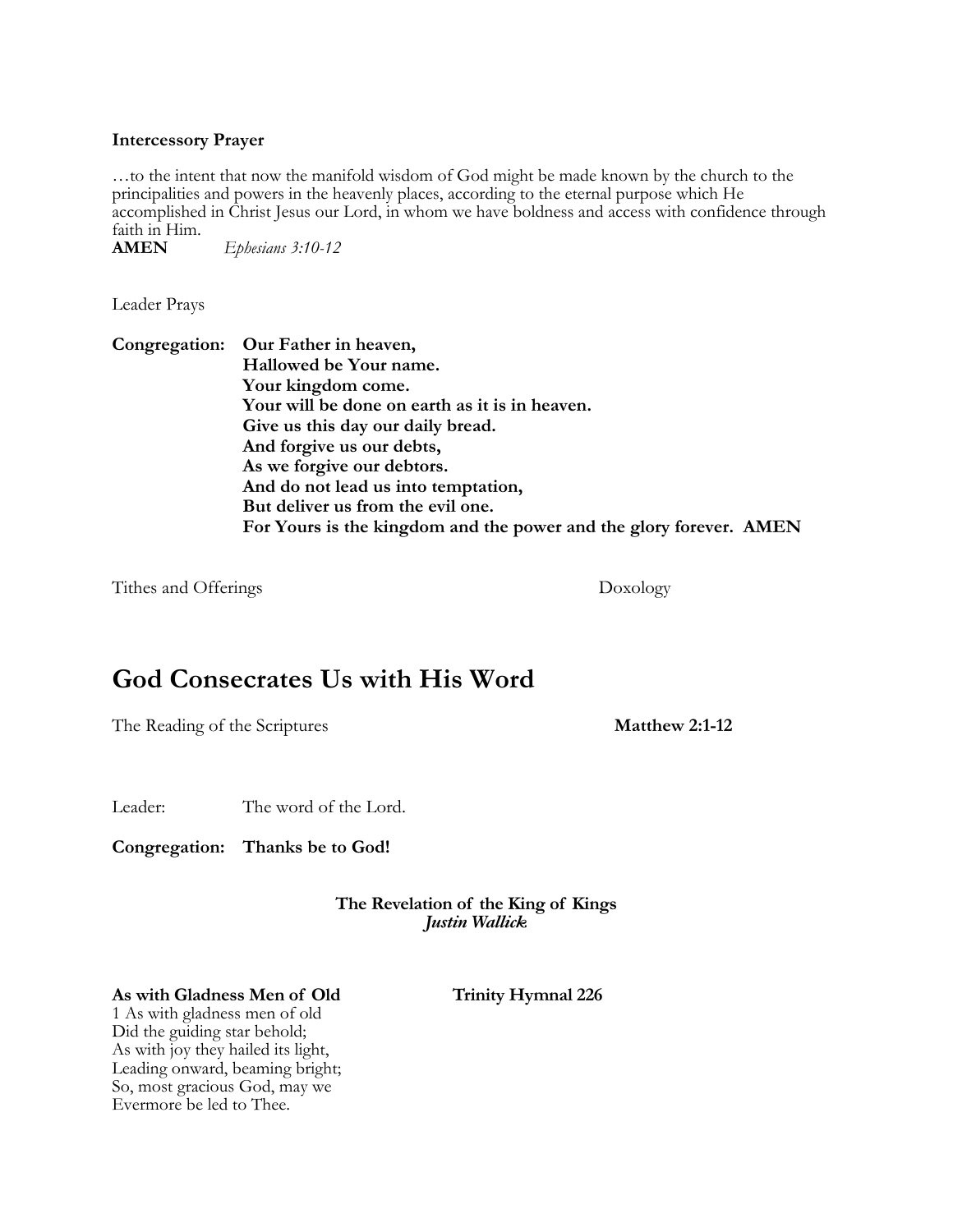**Intercessory Prayer**

…to the intent that now the manifold wisdom of God might be made known by the church to the principalities and powers in the heavenly places, according to the eternal purpose which He accomplished in Christ Jesus our Lord, in whom we have boldness and access with confidence through faith in Him.
**AMEN** *Ephesians 3:10-12*

Leader Prays

**Congregation: Our Father in heaven,**
**Hallowed be Your name.**
**Your kingdom come.**
**Your will be done on earth as it is in heaven.**
**Give us this day our daily bread.**
**And forgive us our debts,**
**As we forgive our debtors.**
**And do not lead us into temptation,**
**But deliver us from the evil one.**
**For Yours is the kingdom and the power and the glory forever. AMEN**

Tithes and Offerings Doxology

## God Consecrates Us with His Word

The Reading of the Scriptures **Matthew 2:1-12**

Leader: The word of the Lord.

**Congregation: Thanks be to God!**

**The Revelation of the King of Kings**
***Justin Wallick***

**As with Gladness Men of Old** **Trinity Hymnal 226**

1 As with gladness men of old
Did the guiding star behold;
As with joy they hailed its light,
Leading onward, beaming bright;
So, most gracious God, may we
Evermore be led to Thee.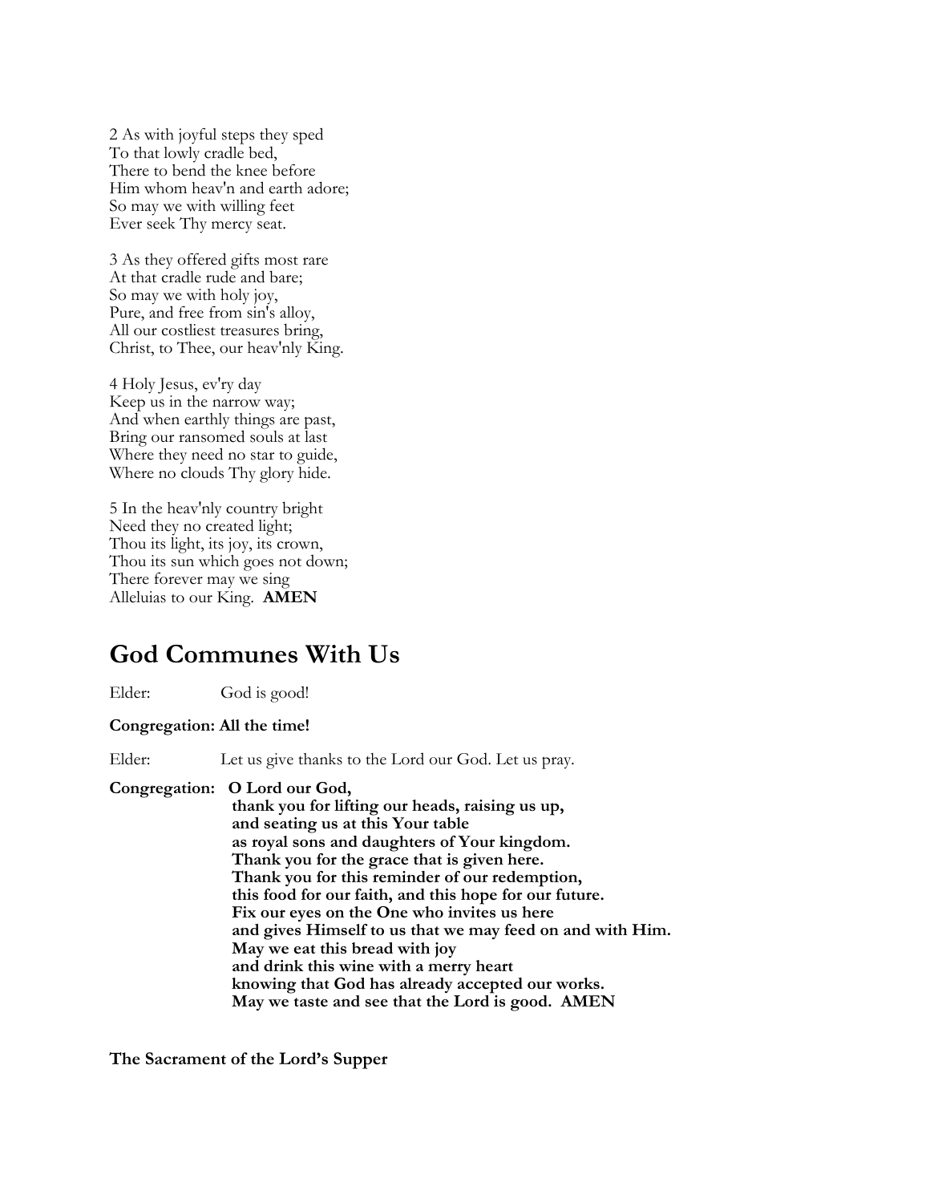2 As with joyful steps they sped
To that lowly cradle bed,
There to bend the knee before
Him whom heav'n and earth adore;
So may we with willing feet
Ever seek Thy mercy seat.

3 As they offered gifts most rare
At that cradle rude and bare;
So may we with holy joy,
Pure, and free from sin's alloy,
All our costliest treasures bring,
Christ, to Thee, our heav'nly King.

4 Holy Jesus, ev'ry day
Keep us in the narrow way;
And when earthly things are past,
Bring our ransomed souls at last
Where they need no star to guide,
Where no clouds Thy glory hide.

5 In the heav'nly country bright
Need they no created light;
Thou its light, its joy, its crown,
Thou its sun which goes not down;
There forever may we sing
Alleluias to our King. **AMEN**

## God Communes With Us

Elder: God is good!

**Congregation: All the time!**

Elder: Let us give thanks to the Lord our God. Let us pray.

**Congregation: O Lord our God,**
**thank you for lifting our heads, raising us up,**
**and seating us at this Your table**
**as royal sons and daughters of Your kingdom.**
**Thank you for the grace that is given here.**
**Thank you for this reminder of our redemption,**
**this food for our faith, and this hope for our future.**
**Fix our eyes on the One who invites us here**
**and gives Himself to us that we may feed on and with Him.**
**May we eat this bread with joy**
**and drink this wine with a merry heart**
**knowing that God has already accepted our works.**
**May we taste and see that the Lord is good. AMEN**

**The Sacrament of the Lord's Supper**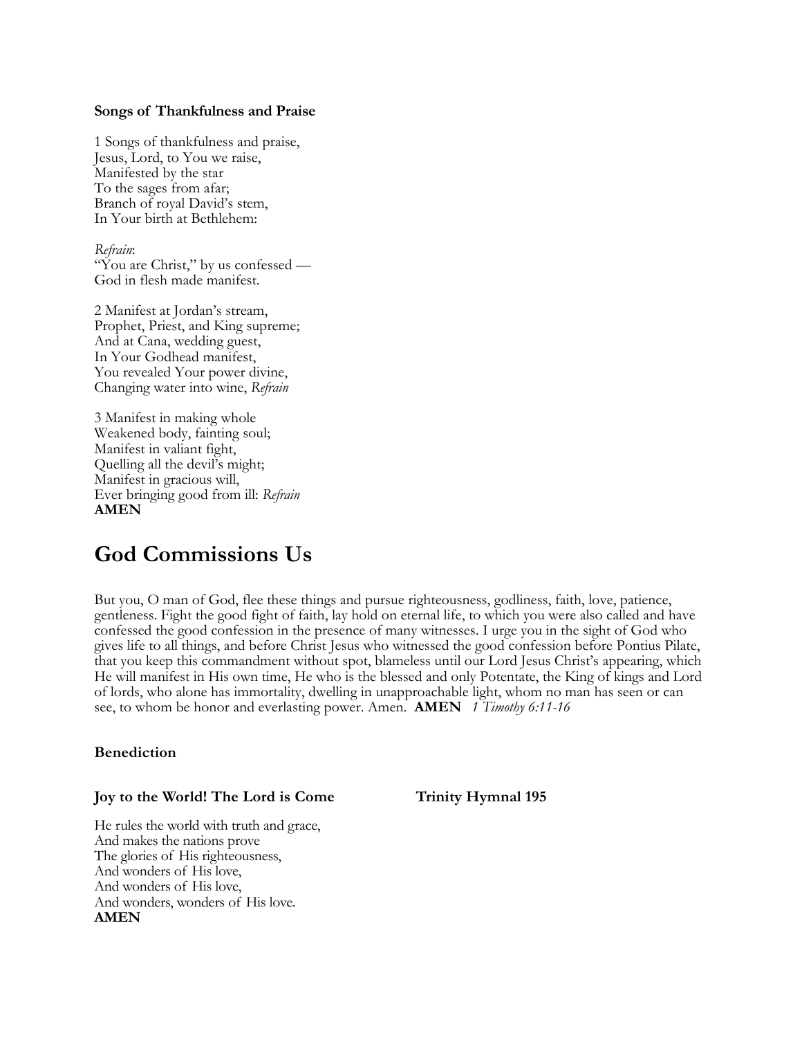**Songs of Thankfulness and Praise**

1 Songs of thankfulness and praise,
Jesus, Lord, to You we raise,
Manifested by the star
To the sages from afar;
Branch of royal David's stem,
In Your birth at Bethlehem:

*Refrain*:
"You are Christ," by us confessed —
God in flesh made manifest.

2 Manifest at Jordan's stream,
Prophet, Priest, and King supreme;
And at Cana, wedding guest,
In Your Godhead manifest,
You revealed Your power divine,
Changing water into wine, *Refrain*

3 Manifest in making whole
Weakened body, fainting soul;
Manifest in valiant fight,
Quelling all the devil's might;
Manifest in gracious will,
Ever bringing good from ill: *Refrain*
**AMEN**

# God Commissions Us

But you, O man of God, flee these things and pursue righteousness, godliness, faith, love, patience, gentleness. Fight the good fight of faith, lay hold on eternal life, to which you were also called and have confessed the good confession in the presence of many witnesses. I urge you in the sight of God who gives life to all things, and before Christ Jesus who witnessed the good confession before Pontius Pilate, that you keep this commandment without spot, blameless until our Lord Jesus Christ's appearing, which He will manifest in His own time, He who is the blessed and only Potentate, the King of kings and Lord of lords, who alone has immortality, dwelling in unapproachable light, whom no man has seen or can see, to whom be honor and everlasting power. Amen. **AMEN** *1 Timothy 6:11-16*

**Benediction**

**Joy to the World! The Lord is Come** **Trinity Hymnal 195**

He rules the world with truth and grace,
And makes the nations prove
The glories of His righteousness,
And wonders of His love,
And wonders of His love,
And wonders, wonders of His love.
**AMEN**